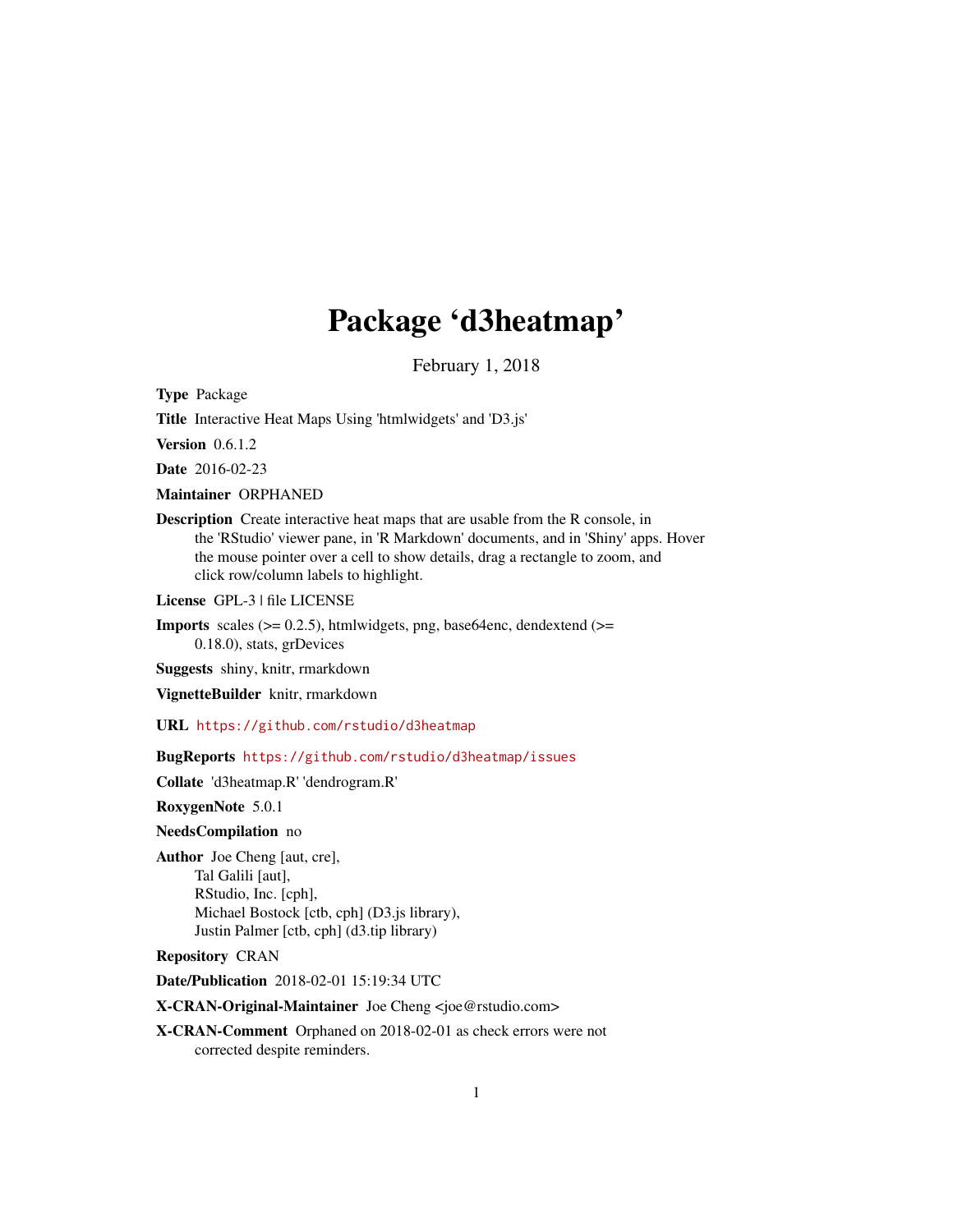# Package 'd3heatmap'

February 1, 2018

**Type** Package

**Title** Interactive Heat Maps Using 'htmlwidgets' and 'D3.js'

**Version** 0.6.1.2

**Date** 2016-02-23

**Maintainer** ORPHANED

**Description** Create interactive heat maps that are usable from the R console, in the 'RStudio' viewer pane, in 'R Markdown' documents, and in 'Shiny' apps. Hover the mouse pointer over a cell to show details, drag a rectangle to zoom, and click row/column labels to highlight.

**License** GPL-3 | file LICENSE

**Imports** scales (>= 0.2.5), htmlwidgets, png, base64enc, dendextend (>= 0.18.0), stats, grDevices

**Suggests** shiny, knitr, rmarkdown

**VignetteBuilder** knitr, rmarkdown

**URL** https://github.com/rstudio/d3heatmap

**BugReports** https://github.com/rstudio/d3heatmap/issues

**Collate** 'd3heatmap.R' 'dendrogram.R'

**RoxygenNote** 5.0.1

**NeedsCompilation** no

**Author** Joe Cheng [aut, cre],
Tal Galili [aut],
RStudio, Inc. [cph],
Michael Bostock [ctb, cph] (D3.js library),
Justin Palmer [ctb, cph] (d3.tip library)

**Repository** CRAN

**Date/Publication** 2018-02-01 15:19:34 UTC

**X-CRAN-Original-Maintainer** Joe Cheng <joe@rstudio.com>

**X-CRAN-Comment** Orphaned on 2018-02-01 as check errors were not corrected despite reminders.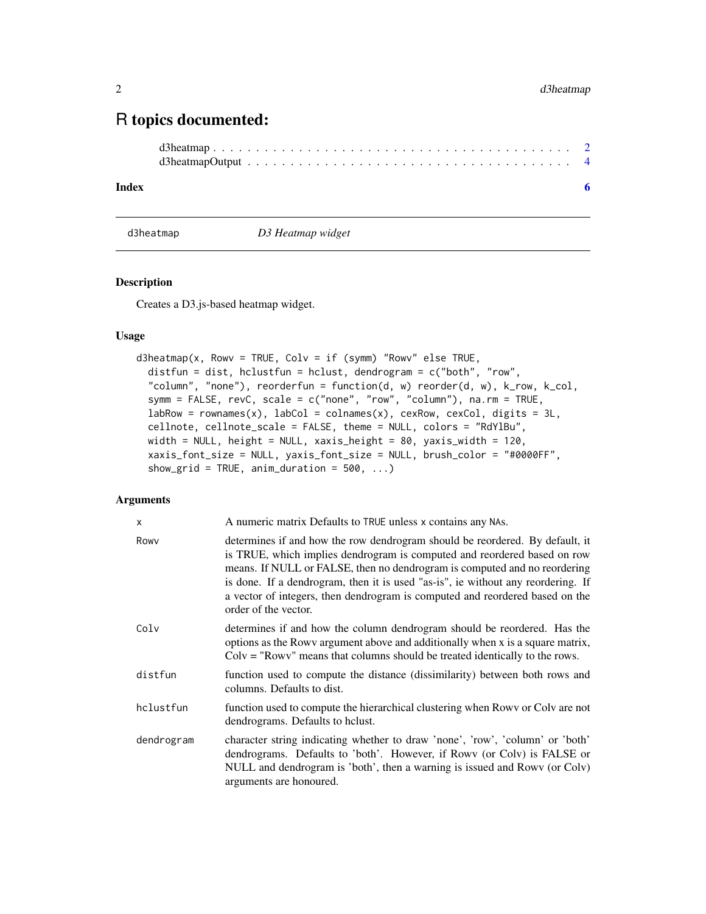# R topics documented:

d3heatmap . . . . . . . . . . . . . . . . . . . . . . . . . . . . . . . . . . . . . . . . 2
d3heatmapOutput . . . . . . . . . . . . . . . . . . . . . . . . . . . . . . . . . . . . 4

**Index** **6**

---

`d3heatmap` *D3 Heatmap widget*

---

### Description

Creates a D3.js-based heatmap widget.

### Usage

```
d3heatmap(x, Rowv = TRUE, Colv = if (symm) "Rowv" else TRUE,
  distfun = dist, hclustfun = hclust, dendrogram = c("both", "row",
  "column", "none"), reorderfun = function(d, w) reorder(d, w), k_row, k_col,
  symm = FALSE, revC, scale = c("none", "row", "column"), na.rm = TRUE,
  labRow = rownames(x), labCol = colnames(x), cexRow, cexCol, digits = 3L,
  cellnote, cellnote_scale = FALSE, theme = NULL, colors = "RdYlBu",
  width = NULL, height = NULL, xaxis_height = 80, yaxis_width = 120,
  xaxis_font_size = NULL, yaxis_font_size = NULL, brush_color = "#0000FF",
  show_grid = TRUE, anim_duration = 500, ...)
```

### Arguments

| | |
|---|---|
| `x` | A numeric matrix Defaults to `TRUE` unless `x` contains any `NA`s. |
| `Rowv` | determines if and how the row dendrogram should be reordered. By default, it is TRUE, which implies dendrogram is computed and reordered based on row means. If NULL or FALSE, then no dendrogram is computed and no reordering is done. If a dendrogram, then it is used "as-is", ie without any reordering. If a vector of integers, then dendrogram is computed and reordered based on the order of the vector. |
| `Colv` | determines if and how the column dendrogram should be reordered. Has the options as the Rowv argument above and additionally when x is a square matrix, Colv = "Rowv" means that columns should be treated identically to the rows. |
| `distfun` | function used to compute the distance (dissimilarity) between both rows and columns. Defaults to dist. |
| `hclustfun` | function used to compute the hierarchical clustering when Rowv or Colv are not dendrograms. Defaults to hclust. |
| `dendrogram` | character string indicating whether to draw 'none', 'row', 'column' or 'both' dendrograms. Defaults to 'both'. However, if Rowv (or Colv) is FALSE or NULL and dendrogram is 'both', then a warning is issued and Rowv (or Colv) arguments are honoured. |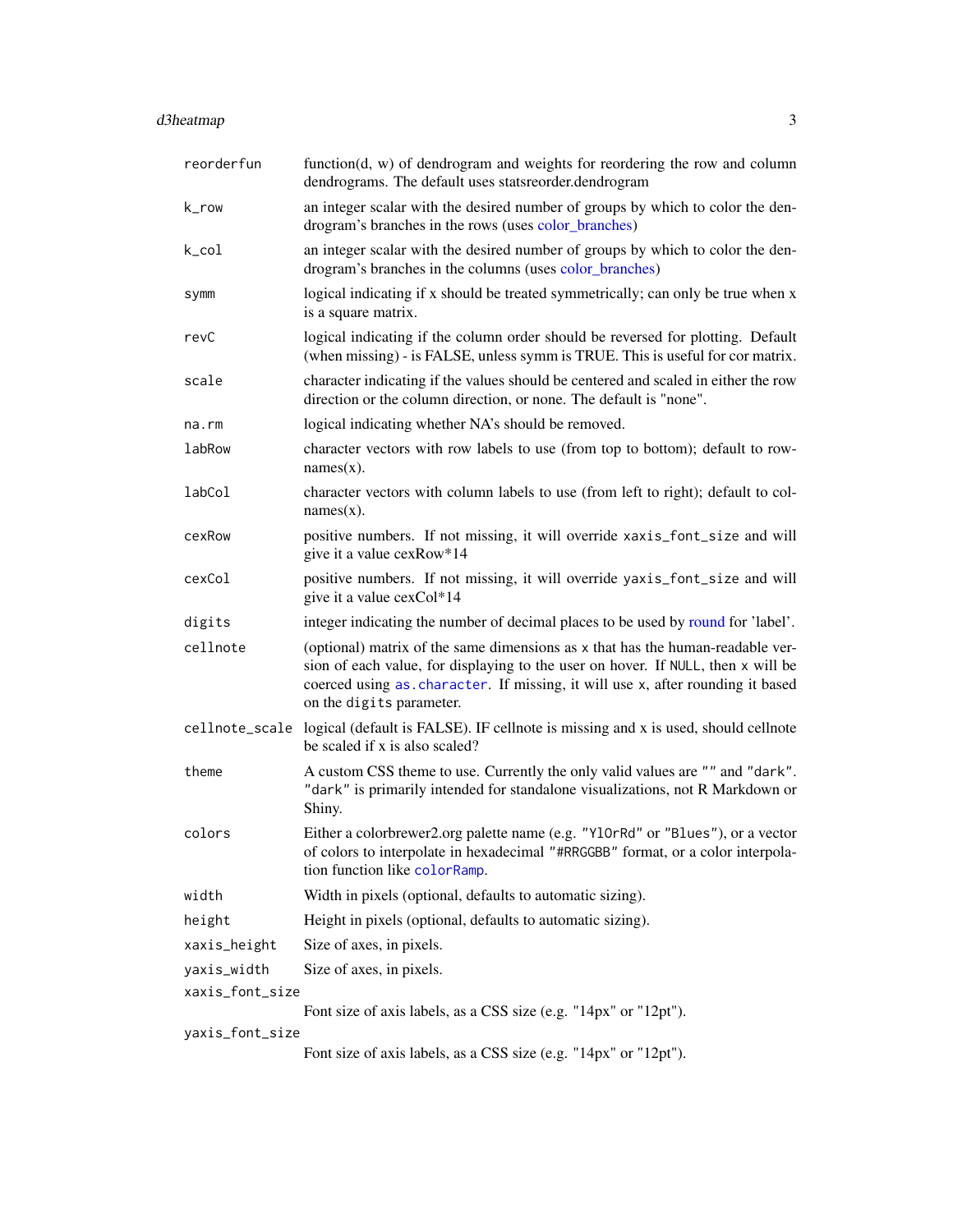| | |
|---|---|
| `reorderfun` | function(d, w) of dendrogram and weights for reordering the row and column dendrograms. The default uses statsreorder.dendrogram |
| `k_row` | an integer scalar with the desired number of groups by which to color the dendrogram's branches in the rows (uses color_branches) |
| `k_col` | an integer scalar with the desired number of groups by which to color the dendrogram's branches in the columns (uses color_branches) |
| `symm` | logical indicating if x should be treated symmetrically; can only be true when x is a square matrix. |
| `revC` | logical indicating if the column order should be reversed for plotting. Default (when missing) - is FALSE, unless symm is TRUE. This is useful for cor matrix. |
| `scale` | character indicating if the values should be centered and scaled in either the row direction or the column direction, or none. The default is "none". |
| `na.rm` | logical indicating whether NA's should be removed. |
| `labRow` | character vectors with row labels to use (from top to bottom); default to rownames(x). |
| `labCol` | character vectors with column labels to use (from left to right); default to colnames(x). |
| `cexRow` | positive numbers. If not missing, it will override `xaxis_font_size` and will give it a value cexRow*14 |
| `cexCol` | positive numbers. If not missing, it will override `yaxis_font_size` and will give it a value cexCol*14 |
| `digits` | integer indicating the number of decimal places to be used by round for 'label'. |
| `cellnote` | (optional) matrix of the same dimensions as x that has the human-readable version of each value, for displaying to the user on hover. If `NULL`, then `x` will be coerced using `as.character`. If missing, it will use `x`, after rounding it based on the `digits` parameter. |
| `cellnote_scale` | logical (default is FALSE). IF cellnote is missing and x is used, should cellnote be scaled if x is also scaled? |
| `theme` | A custom CSS theme to use. Currently the only valid values are `""` and `"dark"`. `"dark"` is primarily intended for standalone visualizations, not R Markdown or Shiny. |
| `colors` | Either a colorbrewer2.org palette name (e.g. `"YlOrRd"` or `"Blues"`), or a vector of colors to interpolate in hexadecimal `"#RRGGBB"` format, or a color interpolation function like `colorRamp`. |
| `width` | Width in pixels (optional, defaults to automatic sizing). |
| `height` | Height in pixels (optional, defaults to automatic sizing). |
| `xaxis_height` | Size of axes, in pixels. |
| `yaxis_width` | Size of axes, in pixels. |
| `xaxis_font_size` | Font size of axis labels, as a CSS size (e.g. "14px" or "12pt"). |
| `yaxis_font_size` | Font size of axis labels, as a CSS size (e.g. "14px" or "12pt"). |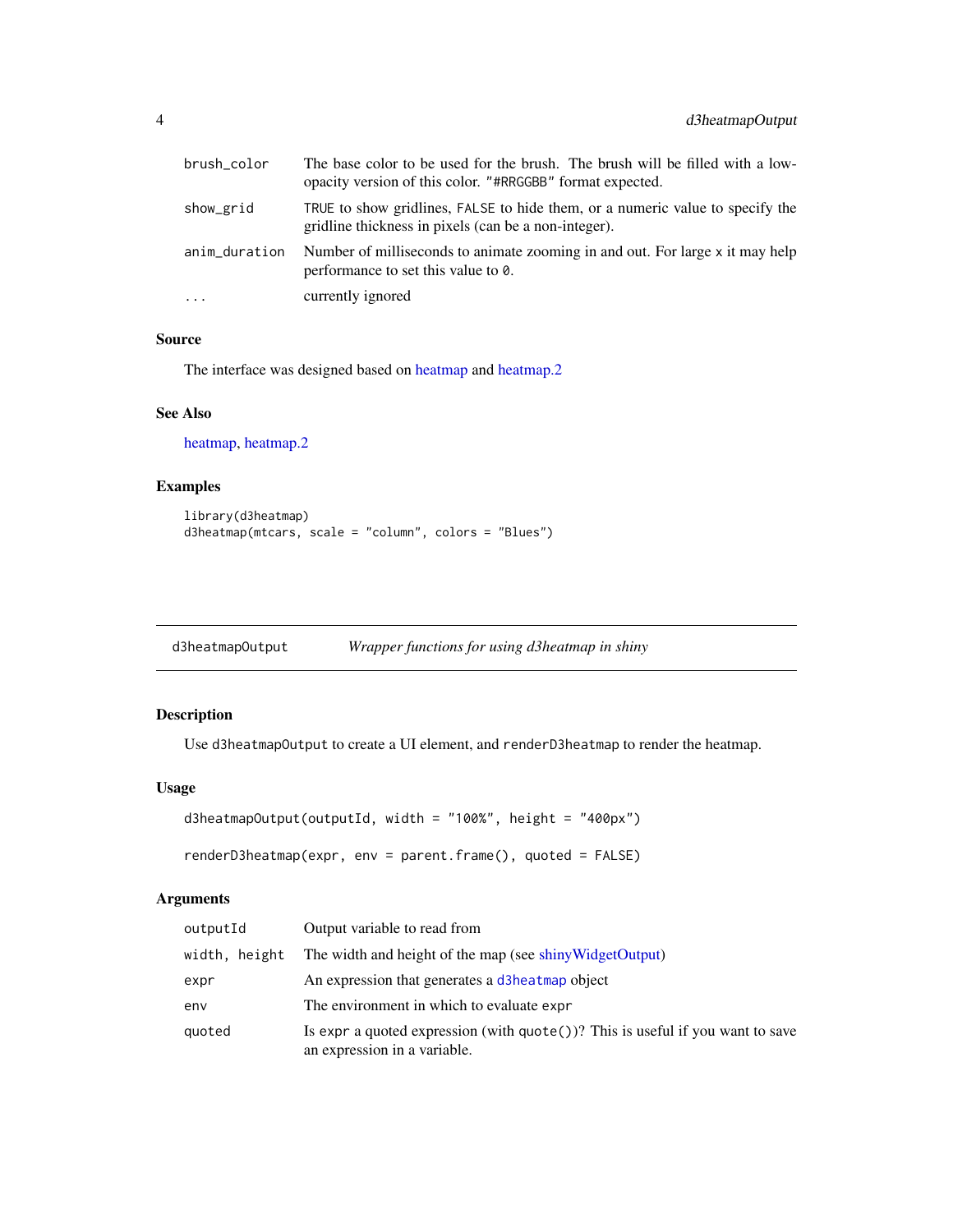| | |
|---|---|
| brush_color | The base color to be used for the brush. The brush will be filled with a low-opacity version of this color. "#RRGGBB" format expected. |
| show_grid | TRUE to show gridlines, FALSE to hide them, or a numeric value to specify the gridline thickness in pixels (can be a non-integer). |
| anim_duration | Number of milliseconds to animate zooming in and out. For large x it may help performance to set this value to 0. |
| ... | currently ignored |

### Source

The interface was designed based on heatmap and heatmap.2

### See Also

heatmap, heatmap.2

### Examples

```
library(d3heatmap)
d3heatmap(mtcars, scale = "column", colors = "Blues")
```

---

## d3heatmapOutput *Wrapper functions for using d3heatmap in shiny*

---

### Description

Use `d3heatmapOutput` to create a UI element, and `renderD3heatmap` to render the heatmap.

### Usage

```
d3heatmapOutput(outputId, width = "100%", height = "400px")

renderD3heatmap(expr, env = parent.frame(), quoted = FALSE)
```

### Arguments

| | |
|---|---|
| outputId | Output variable to read from |
| width, height | The width and height of the map (see shinyWidgetOutput) |
| expr | An expression that generates a `d3heatmap` object |
| env | The environment in which to evaluate expr |
| quoted | Is expr a quoted expression (with quote())? This is useful if you want to save an expression in a variable. |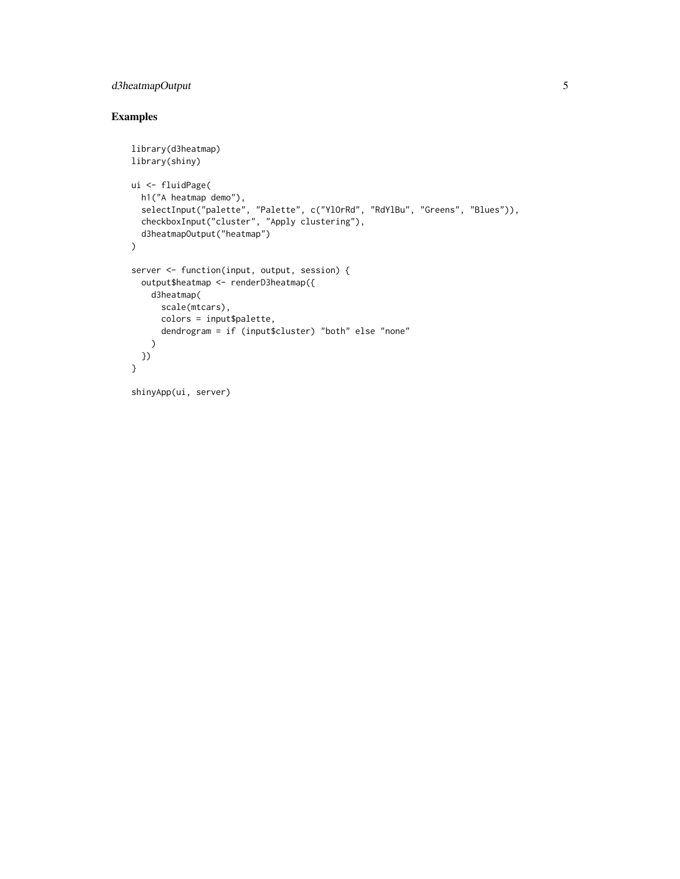## Examples

```
library(d3heatmap)
library(shiny)

ui <- fluidPage(
  h1("A heatmap demo"),
  selectInput("palette", "Palette", c("YlOrRd", "RdYlBu", "Greens", "Blues")),
  checkboxInput("cluster", "Apply clustering"),
  d3heatmapOutput("heatmap")
)

server <- function(input, output, session) {
  output$heatmap <- renderD3heatmap({
    d3heatmap(
      scale(mtcars),
      colors = input$palette,
      dendrogram = if (input$cluster) "both" else "none"
    )
  })
}

shinyApp(ui, server)
```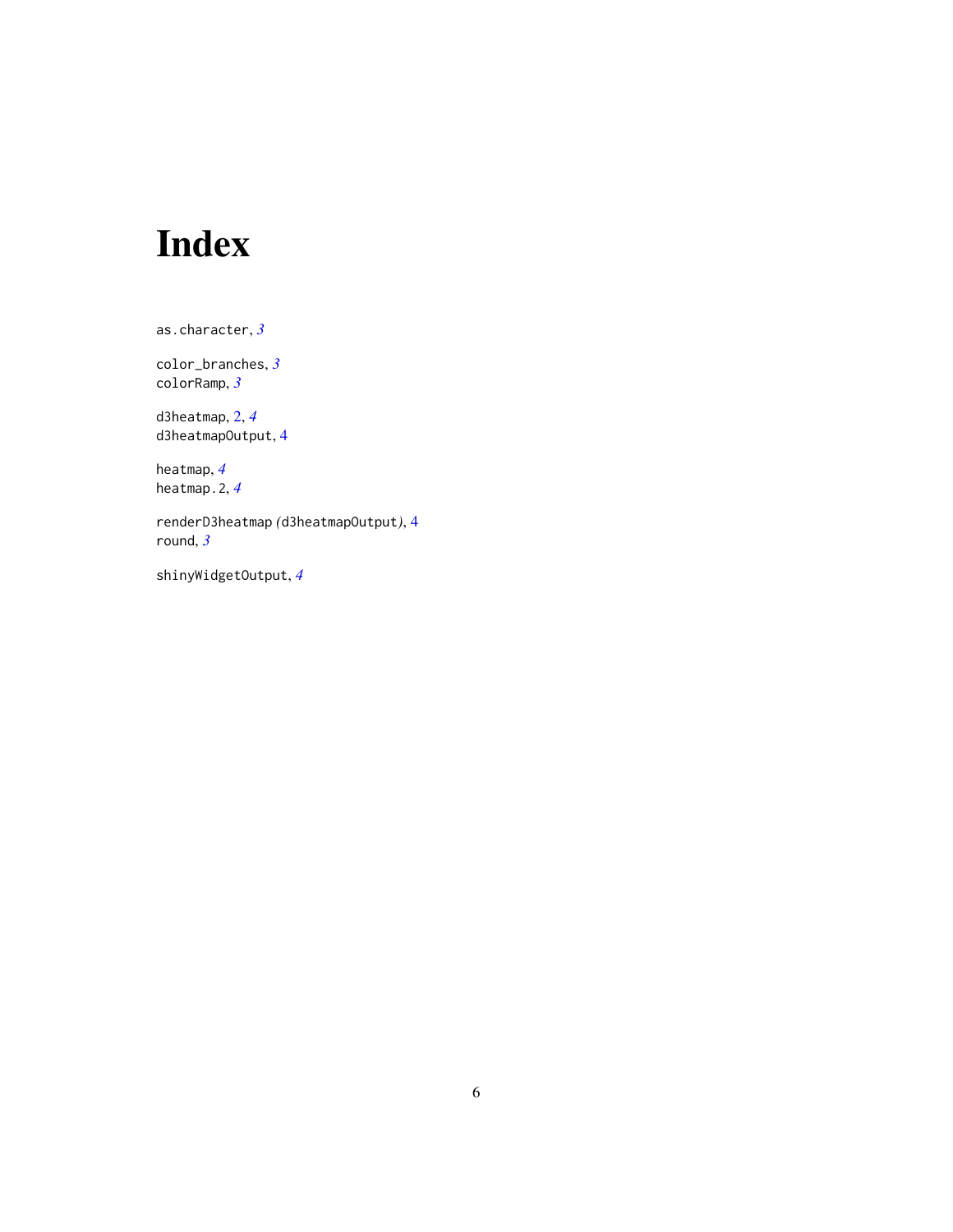# Index

as.character, *3*

color_branches, *3*
colorRamp, *3*

d3heatmap, 2, *4*
d3heatmapOutput, 4

heatmap, *4*
heatmap.2, *4*

renderD3heatmap *(*d3heatmapOutput*)*, 4
round, *3*

shinyWidgetOutput, *4*